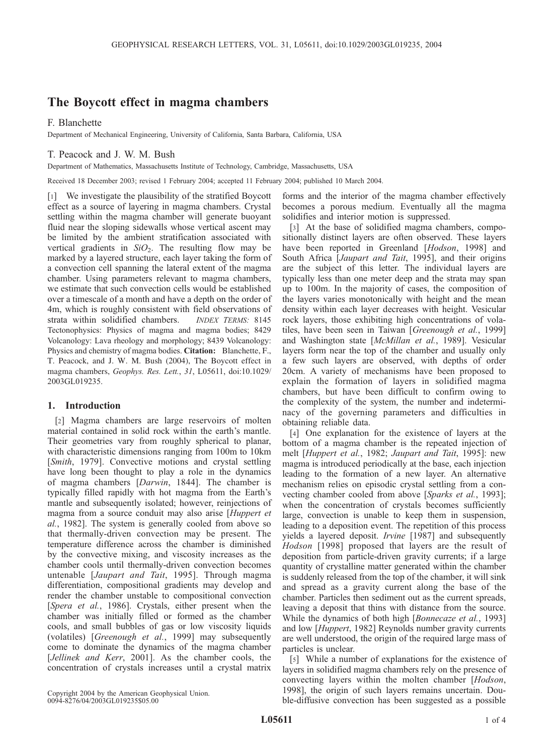# The Boycott effect in magma chambers

F. Blanchette

Department of Mechanical Engineering, University of California, Santa Barbara, California, USA

T. Peacock and J. W. M. Bush

Department of Mathematics, Massachusetts Institute of Technology, Cambridge, Massachusetts, USA

Received 18 December 2003; revised 1 February 2004; accepted 11 February 2004; published 10 March 2004.

[1] We investigate the plausibility of the stratified Boycott effect as a source of layering in magma chambers. Crystal settling within the magma chamber will generate buoyant fluid near the sloping sidewalls whose vertical ascent may be limited by the ambient stratification associated with vertical gradients in $SiO_2$. The resulting flow may be marked by a layered structure, each layer taking the form of a convection cell spanning the lateral extent of the magma chamber. Using parameters relevant to magma chambers, we estimate that such convection cells would be established over a timescale of a month and have a depth on the order of 4m, which is roughly consistent with field observations of strata within solidified chambers. *INDEX TERMS:* 8145 Tectonophysics: Physics of magma and magma bodies; 8429 Volcanology: Lava rheology and morphology; 8439 Volcanology: Physics and chemistry of magma bodies. **Citation:** Blanchette, F., T. Peacock, and J. W. M. Bush (2004), The Boycott effect in magma chambers, *Geophys. Res. Lett.*, *31*, L05611, doi:10.1029/2003GL019235.

## 1. Introduction

[2] Magma chambers are large reservoirs of molten material contained in solid rock within the earth's mantle. Their geometries vary from roughly spherical to planar, with characteristic dimensions ranging from 100m to 10km [*Smith*, 1979]. Convective motions and crystal settling have long been thought to play a role in the dynamics of magma chambers [*Darwin*, 1844]. The chamber is typically filled rapidly with hot magma from the Earth's mantle and subsequently isolated; however, reinjections of magma from a source conduit may also arise [*Huppert et al.*, 1982]. The system is generally cooled from above so that thermally-driven convection may be present. The temperature difference across the chamber is diminished by the convective mixing, and viscosity increases as the chamber cools until thermally-driven convection becomes untenable [*Jaupart and Tait*, 1995]. Through magma differentiation, compositional gradients may develop and render the chamber unstable to compositional convection [*Spera et al.*, 1986]. Crystals, either present when the chamber was initially filled or formed as the chamber cools, and small bubbles of gas or low viscosity liquids (volatiles) [*Greenough et al.*, 1999] may subsequently come to dominate the dynamics of the magma chamber [*Jellinek and Kerr*, 2001]. As the chamber cools, the concentration of crystals increases until a crystal matrix forms and the interior of the magma chamber effectively becomes a porous medium. Eventually all the magma solidifies and interior motion is suppressed.

[3] At the base of solidified magma chambers, compositionally distinct layers are often observed. These layers have been reported in Greenland [*Hodson*, 1998] and South Africa [*Jaupart and Tait*, 1995], and their origins are the subject of this letter. The individual layers are typically less than one meter deep and the strata may span up to 100m. In the majority of cases, the composition of the layers varies monotonically with height and the mean density within each layer decreases with height. Vesicular rock layers, those exhibiting high concentrations of volatiles, have been seen in Taiwan [*Greenough et al.*, 1999] and Washington state [*McMillan et al.*, 1989]. Vesicular layers form near the top of the chamber and usually only a few such layers are observed, with depths of order 20cm. A variety of mechanisms have been proposed to explain the formation of layers in solidified magma chambers, but have been difficult to confirm owing to the complexity of the system, the number and indeterminacy of the governing parameters and difficulties in obtaining reliable data.

[4] One explanation for the existence of layers at the bottom of a magma chamber is the repeated injection of melt [*Huppert et al.*, 1982; *Jaupart and Tait*, 1995]: new magma is introduced periodically at the base, each injection leading to the formation of a new layer. An alternative mechanism relies on episodic crystal settling from a convecting chamber cooled from above [*Sparks et al.*, 1993]; when the concentration of crystals becomes sufficiently large, convection is unable to keep them in suspension, leading to a deposition event. The repetition of this process yields a layered deposit. *Irvine* [1987] and subsequently *Hodson* [1998] proposed that layers are the result of deposition from particle-driven gravity currents; if a large quantity of crystalline matter generated within the chamber is suddenly released from the top of the chamber, it will sink and spread as a gravity current along the base of the chamber. Particles then sediment out as the current spreads, leaving a deposit that thins with distance from the source. While the dynamics of both high [*Bonnecaze et al.*, 1993] and low [*Huppert*, 1982] Reynolds number gravity currents are well understood, the origin of the required large mass of particles is unclear.

[5] While a number of explanations for the existence of layers in solidified magma chambers rely on the presence of convecting layers within the molten chamber [*Hodson*, 1998], the origin of such layers remains uncertain. Double-diffusive convection has been suggested as a possible

Copyright 2004 by the American Geophysical Union.
0094-8276/04/2003GL019235$05.00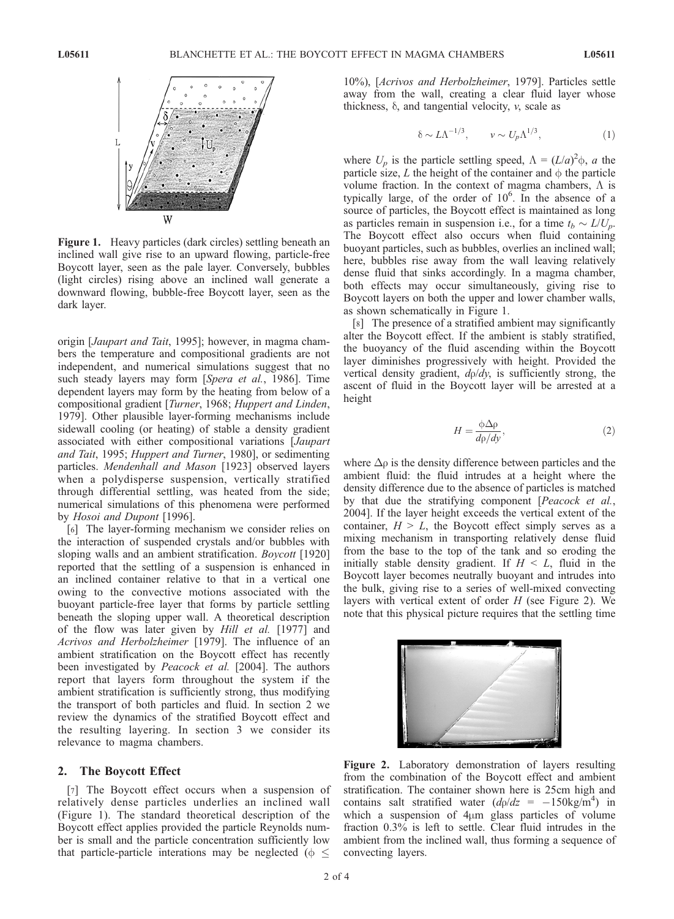Figure 1. Heavy particles (dark circles) settling beneath an inclined wall give rise to an upward flowing, particle-free Boycott layer, seen as the pale layer. Conversely, bubbles (light circles) rising above an inclined wall generate a downward flowing, bubble-free Boycott layer, seen as the dark layer.

origin [*Jaupart and Tait*, 1995]; however, in magma chambers the temperature and compositional gradients are not independent, and numerical simulations suggest that no such steady layers may form [*Spera et al.*, 1986]. Time dependent layers may form by the heating from below of a compositional gradient [*Turner*, 1968; *Huppert and Linden*, 1979]. Other plausible layer-forming mechanisms include sidewall cooling (or heating) of stable a density gradient associated with either compositional variations [*Jaupart and Tait*, 1995; *Huppert and Turner*, 1980], or sedimenting particles. *Mendenhall and Mason* [1923] observed layers when a polydisperse suspension, vertically stratified through differential settling, was heated from the side; numerical simulations of this phenomena were performed by *Hosoi and Dupont* [1996].

[6] The layer-forming mechanism we consider relies on the interaction of suspended crystals and/or bubbles with sloping walls and an ambient stratification. *Boycott* [1920] reported that the settling of a suspension is enhanced in an inclined container relative to that in a vertical one owing to the convective motions associated with the buoyant particle-free layer that forms by particle settling beneath the sloping upper wall. A theoretical description of the flow was later given by *Hill et al.* [1977] and *Acrivos and Herbolzheimer* [1979]. The influence of an ambient stratification on the Boycott effect has recently been investigated by *Peacock et al.* [2004]. The authors report that layers form throughout the system if the ambient stratification is sufficiently strong, thus modifying the transport of both particles and fluid. In section 2 we review the dynamics of the stratified Boycott effect and the resulting layering. In section 3 we consider its relevance to magma chambers.

## 2. The Boycott Effect

[7] The Boycott effect occurs when a suspension of relatively dense particles underlies an inclined wall (Figure 1). The standard theoretical description of the Boycott effect applies provided the particle Reynolds number is small and the particle concentration sufficiently low that particle-particle interations may be neglected ($\phi \leq$ 10%), [*Acrivos and Herbolzheimer*, 1979]. Particles settle away from the wall, creating a clear fluid layer whose thickness, $\delta$, and tangential velocity, $v$, scale as

$$\delta \sim L\Lambda^{-1/3}, \qquad v \sim U_p\Lambda^{1/3}, \tag{1}$$

where $U_p$ is the particle settling speed, $\Lambda = (L/a)^2\phi$, $a$ the particle size, $L$ the height of the container and $\phi$ the particle volume fraction. In the context of magma chambers, $\Lambda$ is typically large, of the order of $10^6$. In the absence of a source of particles, the Boycott effect is maintained as long as particles remain in suspension i.e., for a time $t_b \sim L/U_p$. The Boycott effect also occurs when fluid containing buoyant particles, such as bubbles, overlies an inclined wall; here, bubbles rise away from the wall leaving relatively dense fluid that sinks accordingly. In a magma chamber, both effects may occur simultaneously, giving rise to Boycott layers on both the upper and lower chamber walls, as shown schematically in Figure 1.

[8] The presence of a stratified ambient may significantly alter the Boycott effect. If the ambient is stably stratified, the buoyancy of the fluid ascending within the Boycott layer diminishes progressively with height. Provided the vertical density gradient, $d\rho/dy$, is sufficiently strong, the ascent of fluid in the Boycott layer will be arrested at a height

$$H = \frac{\phi\Delta\rho}{d\rho/dy}, \tag{2}$$

where $\Delta\rho$ is the density difference between particles and the ambient fluid: the fluid intrudes at a height where the density difference due to the absence of particles is matched by that due the stratifying component [*Peacock et al.*, 2004]. If the layer height exceeds the vertical extent of the container, $H > L$, the Boycott effect simply serves as a mixing mechanism in transporting relatively dense fluid from the base to the top of the tank and so eroding the initially stable density gradient. If $H < L$, fluid in the Boycott layer becomes neutrally buoyant and intrudes into the bulk, giving rise to a series of well-mixed convecting layers with vertical extent of order $H$ (see Figure 2). We note that this physical picture requires that the settling time

Figure 2. Laboratory demonstration of layers resulting from the combination of the Boycott effect and ambient stratification. The container shown here is 25cm high and contains salt stratified water ($d\rho/dz = -150\text{kg/m}^4$) in which a suspension of 4$\mu$m glass particles of volume fraction 0.3% is left to settle. Clear fluid intrudes in the ambient from the inclined wall, thus forming a sequence of convecting layers.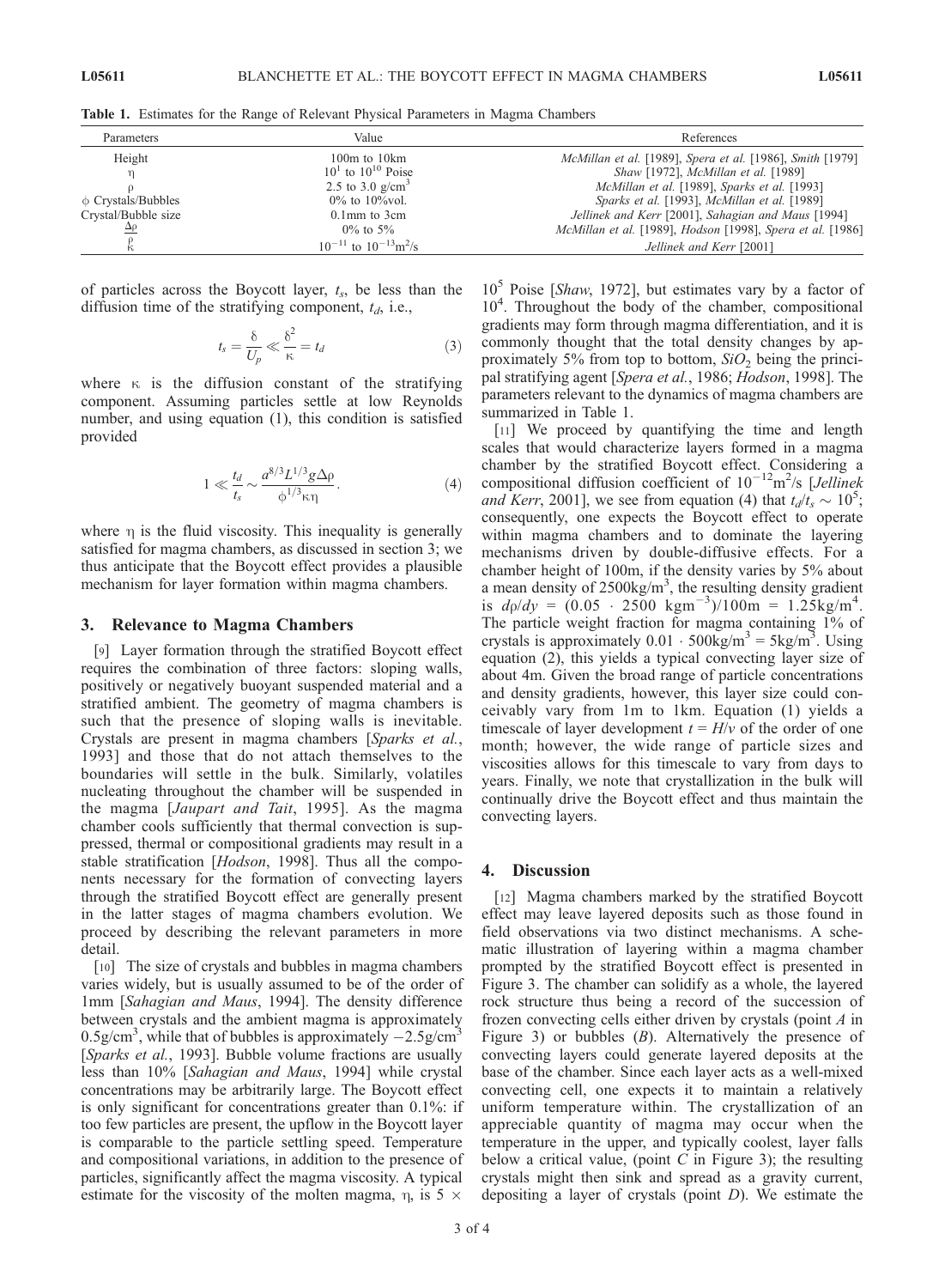**Table 1.** Estimates for the Range of Relevant Physical Parameters in Magma Chambers

| Parameters | Value | References |
| --- | --- | --- |
| Height | 100m to 10km | *McMillan et al.* [1989], *Spera et al.* [1986], *Smith* [1979] |
| $\eta$ | $10^1$ to $10^{10}$ Poise | *Shaw* [1972], *McMillan et al.* [1989] |
| $\rho$ | 2.5 to 3.0 g/cm$^3$ | *McMillan et al.* [1989], *Sparks et al.* [1993] |
| $\phi$ Crystals/Bubbles | 0% to 10%vol. | *Sparks et al.* [1993], *McMillan et al.* [1989] |
| Crystal/Bubble size | 0.1mm to 3cm | *Jellinek and Kerr* [2001], *Sahagian and Maus* [1994] |
| $\frac{\Delta\rho}{\rho}$ | 0% to 5% | *McMillan et al.* [1989], *Hodson* [1998], *Spera et al.* [1986] |
| $\kappa$ | $10^{-11}$ to $10^{-13}$m$^2$/s | *Jellinek and Kerr* [2001] |

of particles across the Boycott layer, $t_s$, be less than the diffusion time of the stratifying component, $t_d$, i.e.,

$$t_s = \frac{\delta}{U_p} \ll \frac{\delta^2}{\kappa} = t_d \tag{3}$$

where $\kappa$ is the diffusion constant of the stratifying component. Assuming particles settle at low Reynolds number, and using equation (1), this condition is satisfied provided

$$1 \ll \frac{t_d}{t_s} \sim \frac{a^{8/3} L^{1/3} g \Delta\rho}{\phi^{1/3} \kappa \eta}. \tag{4}$$

where $\eta$ is the fluid viscosity. This inequality is generally satisfied for magma chambers, as discussed in section 3; we thus anticipate that the Boycott effect provides a plausible mechanism for layer formation within magma chambers.

## 3. Relevance to Magma Chambers

[9] Layer formation through the stratified Boycott effect requires the combination of three factors: sloping walls, positively or negatively buoyant suspended material and a stratified ambient. The geometry of magma chambers is such that the presence of sloping walls is inevitable. Crystals are present in magma chambers [*Sparks et al.*, 1993] and those that do not attach themselves to the boundaries will settle in the bulk. Similarly, volatiles nucleating throughout the chamber will be suspended in the magma [*Jaupart and Tait*, 1995]. As the magma chamber cools sufficiently that thermal convection is suppressed, thermal or compositional gradients may result in a stable stratification [*Hodson*, 1998]. Thus all the components necessary for the formation of convecting layers through the stratified Boycott effect are generally present in the latter stages of magma chambers evolution. We proceed by describing the relevant parameters in more detail.

[10] The size of crystals and bubbles in magma chambers varies widely, but is usually assumed to be of the order of 1mm [*Sahagian and Maus*, 1994]. The density difference between crystals and the ambient magma is approximately 0.5g/cm$^3$, while that of bubbles is approximately $-2.5$g/cm$^3$ [*Sparks et al.*, 1993]. Bubble volume fractions are usually less than 10% [*Sahagian and Maus*, 1994] while crystal concentrations may be arbitrarily large. The Boycott effect is only significant for concentrations greater than 0.1%: if too few particles are present, the upflow in the Boycott layer is comparable to the particle settling speed. Temperature and compositional variations, in addition to the presence of particles, significantly affect the magma viscosity. A typical estimate for the viscosity of the molten magma, $\eta$, is $5 \times 10^5$ Poise [*Shaw*, 1972], but estimates vary by a factor of $10^4$. Throughout the body of the chamber, compositional gradients may form through magma differentiation, and it is commonly thought that the total density changes by approximately 5% from top to bottom, $SiO_2$ being the principal stratifying agent [*Spera et al.*, 1986; *Hodson*, 1998]. The parameters relevant to the dynamics of magma chambers are summarized in Table 1.

[11] We proceed by quantifying the time and length scales that would characterize layers formed in a magma chamber by the stratified Boycott effect. Considering a compositional diffusion coefficient of $10^{-12}$m$^2$/s [*Jellinek and Kerr*, 2001], we see from equation (4) that $t_d/t_s \sim 10^5$; consequently, one expects the Boycott effect to operate within magma chambers and to dominate the layering mechanisms driven by double-diffusive effects. For a chamber height of 100m, if the density varies by 5% about a mean density of 2500kg/m$^3$, the resulting density gradient is $d\rho/dy = (0.05 \cdot 2500 \text{ kgm}^{-3})/100\text{m} = 1.25\text{kg/m}^4$. The particle weight fraction for magma containing 1% of crystals is approximately $0.01 \cdot 500\text{kg/m}^3 = 5\text{kg/m}^3$. Using equation (2), this yields a typical convecting layer size of about 4m. Given the broad range of particle concentrations and density gradients, however, this layer size could conceivably vary from 1m to 1km. Equation (1) yields a timescale of layer development $t = H/v$ of the order of one month; however, the wide range of particle sizes and viscosities allows for this timescale to vary from days to years. Finally, we note that crystallization in the bulk will continually drive the Boycott effect and thus maintain the convecting layers.

## 4. Discussion

[12] Magma chambers marked by the stratified Boycott effect may leave layered deposits such as those found in field observations via two distinct mechanisms. A schematic illustration of layering within a magma chamber prompted by the stratified Boycott effect is presented in Figure 3. The chamber can solidify as a whole, the layered rock structure thus being a record of the succession of frozen convecting cells either driven by crystals (point *A* in Figure 3) or bubbles (*B*). Alternatively the presence of convecting layers could generate layered deposits at the base of the chamber. Since each layer acts as a well-mixed convecting cell, one expects it to maintain a relatively uniform temperature within. The crystallization of an appreciable quantity of magma may occur when the temperature in the upper, and typically coolest, layer falls below a critical value, (point *C* in Figure 3); the resulting crystals might then sink and spread as a gravity current, depositing a layer of crystals (point *D*). We estimate the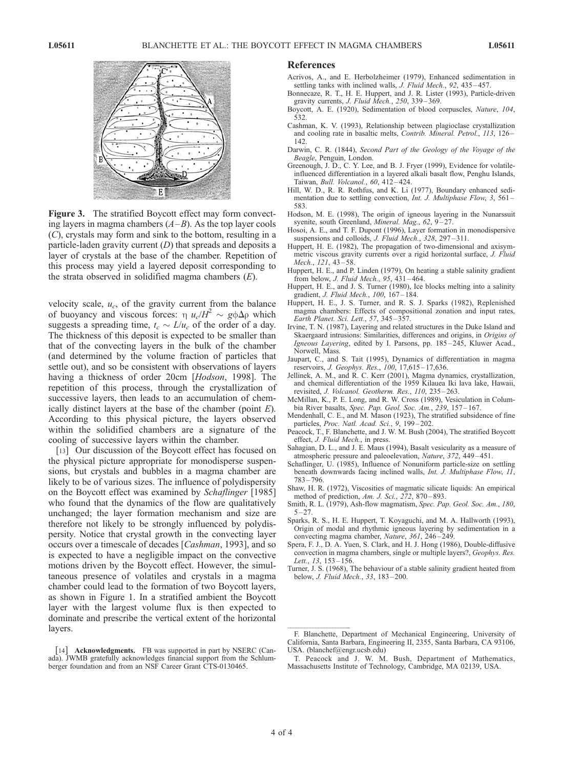Figure 3. The stratified Boycott effect may form convecting layers in magma chambers ($A$–$B$). As the top layer cools ($C$), crystals may form and sink to the bottom, resulting in a particle-laden gravity current ($D$) that spreads and deposits a layer of crystals at the base of the chamber. Repetition of this process may yield a layered deposit corresponding to the strata observed in solidified magma chambers ($E$).

velocity scale, $u_c$, of the gravity current from the balance of buoyancy and viscous forces: $\eta\ u_c/H^2 \sim g\phi\Delta\rho$ which suggests a spreading time, $t_c \sim L/u_c$ of the order of a day. The thickness of this deposit is expected to be smaller than that of the convecting layers in the bulk of the chamber (and determined by the volume fraction of particles that settle out), and so be consistent with observations of layers having a thickness of order 20cm [*Hodson*, 1998]. The repetition of this process, through the crystallization of successive layers, then leads to an accumulation of chemically distinct layers at the base of the chamber (point $E$). According to this physical picture, the layers observed within the solidified chambers are a signature of the cooling of successive layers within the chamber.

[13] Our discussion of the Boycott effect has focused on the physical picture appropriate for monodisperse suspensions, but crystals and bubbles in a magma chamber are likely to be of various sizes. The influence of polydispersity on the Boycott effect was examined by *Schaflinger* [1985] who found that the dynamics of the flow are qualitatively unchanged; the layer formation mechanism and size are therefore not likely to be strongly influenced by polydispersity. Notice that crystal growth in the convecting layer occurs over a timescale of decades [*Cashman*, 1993], and so is expected to have a negligible impact on the convective motions driven by the Boycott effect. However, the simultaneous presence of volatiles and crystals in a magma chamber could lead to the formation of two Boycott layers, as shown in Figure 1. In a stratified ambient the Boycott layer with the largest volume flux is then expected to dominate and prescribe the vertical extent of the horizontal layers.

[14] **Acknowledgments.** FB was supported in part by NSERC (Canada). JWMB gratefully acknowledges financial support from the Schlumberger foundation and from an NSF Career Grant CTS-0130465.

## References

Acrivos, A., and E. Herbolzheimer (1979), Enhanced sedimentation in settling tanks with inclined walls, *J. Fluid Mech.*, *92*, 435–457.

Bonnecaze, R. T., H. E. Huppert, and J. R. Lister (1993), Particle-driven gravity currents, *J. Fluid Mech.*, *250*, 339–369.

Boycott, A. E. (1920), Sedimentation of blood corpuscles, *Nature*, *104*, 532.

Cashman, K. V. (1993), Relationship between plagioclase crystallization and cooling rate in basaltic melts, *Contrib. Mineral. Petrol.*, *113*, 126–142.

Darwin, C. R. (1844), *Second Part of the Geology of the Voyage of the Beagle*, Penguin, London.

Greenough, J. D., C. Y. Lee, and B. J. Fryer (1999), Evidence for volatile-influenced differentiation in a layered alkali basalt flow, Penghu Islands, Taiwan, *Bull. Volcanol.*, *60*, 412–424.

Hill, W. D., R. R. Rothfus, and K. Li (1977), Boundary enhanced sedimentation due to settling convection, *Int. J. Multiphase Flow*, *3*, 561–583.

Hodson, M. E. (1998), The origin of igneous layering in the Nunarssuit syenite, south Greenland, *Mineral. Mag.*, *62*, 9–27.

Hosoi, A. E., and T. F. Dupont (1996), Layer formation in monodispersive suspensions and colloids, *J. Fluid Mech.*, *328*, 297–311.

Huppert, H. E. (1982), The propagation of two-dimensional and axisymmetric viscous gravity currents over a rigid horizontal surface, *J. Fluid Mech.*, *121*, 43–58.

Huppert, H. E., and P. Linden (1979), On heating a stable salinity gradient from below, *J. Fluid Mech.*, *95*, 431–464.

Huppert, H. E., and J. S. Turner (1980), Ice blocks melting into a salinity gradient, *J. Fluid Mech.*, *100*, 167–184.

Huppert, H. E., J. S. Turner, and R. S. J. Sparks (1982), Replenished magma chambers: Effects of compositional zonation and input rates, *Earth Planet. Sci. Lett.*, *57*, 345–357.

Irvine, T. N. (1987), Layering and related structures in the Duke Island and Skaergaard intrusions: Similarities, differences and origins, in *Origins of Igneous Layering*, edited by I. Parsons, pp. 185–245, Kluwer Acad., Norwell, Mass.

Jaupart, C., and S. Tait (1995), Dynamics of differentiation in magma reservoirs, *J. Geophys. Res.*, *100*, 17,615–17,636.

Jellinek, A. M., and R. C. Kerr (2001), Magma dynamics, crystallization, and chemical differentiation of the 1959 Kilauea Iki lava lake, Hawaii, revisited, *J. Volcanol. Geotherm. Res.*, *110*, 235–263.

McMillan, K., P. E. Long, and R. W. Cross (1989), Vesiculation in Columbia River basalts, *Spec. Pap. Geol. Soc. Am.*, *239*, 157–167.

Mendenhall, C. E., and M. Mason (1923), The stratified subsidence of fine particles, *Proc. Natl. Acad. Sci.*, *9*, 199–202.

Peacock, T., F. Blanchette, and J. W. M. Bush (2004), The stratified Boycott effect, *J. Fluid Mech.*, in press.

Sahagian, D. L., and J. E. Maus (1994), Basalt vesicularity as a measure of atmospheric pressure and paleoelevation, *Nature*, *372*, 449–451.

Schaflinger, U. (1985), Influence of Nonuniform particle-size on settling beneath downwards facing inclined walls, *Int. J. Multiphase Flow*, *11*, 783–796.

Shaw, H. R. (1972), Viscosities of magmatic silicate liquids: An empirical method of prediction, *Am. J. Sci.*, *272*, 870–893.

Smith, R. L. (1979), Ash-flow magmatism, *Spec. Pap. Geol. Soc. Am.*, *180*, 5–27.

Sparks, R. S., H. E. Huppert, T. Koyaguchi, and M. A. Hallworth (1993), Origin of modal and rhythmic igneous layering by sedimentation in a convecting magma chamber, *Nature*, *361*, 246–249.

Spera, F. J., D. A. Yuen, S. Clark, and H. J. Hong (1986), Double-diffusive convection in magma chambers, single or multiple layers?, *Geophys. Res. Lett.*, *13*, 153–156.

Turner, J. S. (1968), The behaviour of a stable salinity gradient heated from below, *J. Fluid Mech.*, *33*, 183–200.

---

F. Blanchette, Department of Mechanical Engineering, University of California, Santa Barbara, Engineering II, 2355, Santa Barbara, CA 93106, USA. (blanchef@engr.ucsb.edu)

T. Peacock and J. W. M. Bush, Department of Mathematics, Massachusetts Institute of Technology, Cambridge, MA 02139, USA.